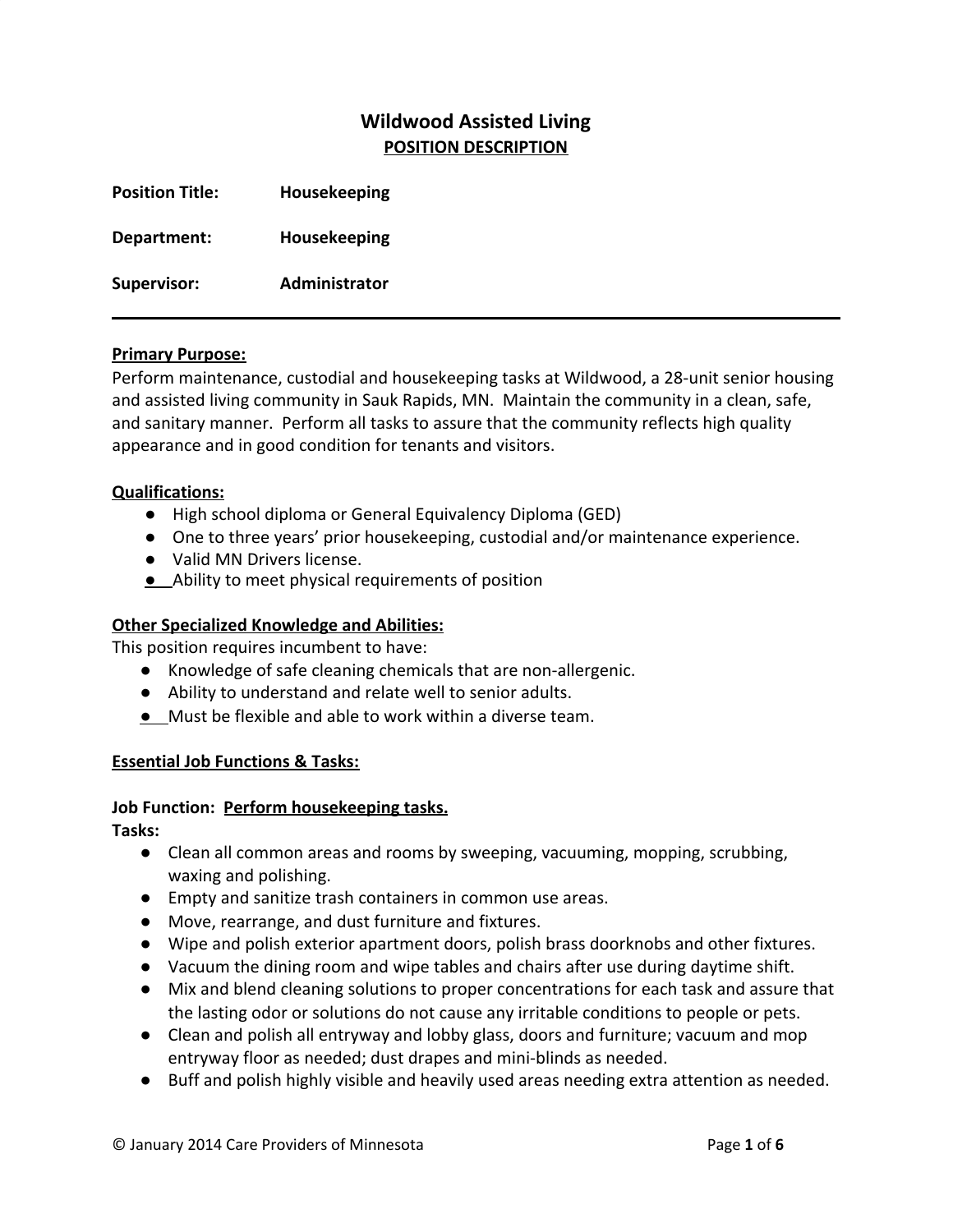# Wildwood Assisted Living

## POSITION DESCRIPTION

**Position Title:** Housekeeping

**Department:** Housekeeping

**Supervisor:** Administrator

---

**Primary Purpose:**

Perform maintenance, custodial and housekeeping tasks at Wildwood, a 28-unit senior housing and assisted living community in Sauk Rapids, MN. Maintain the community in a clean, safe, and sanitary manner. Perform all tasks to assure that the community reflects high quality appearance and in good condition for tenants and visitors.

**Qualifications:**

- High school diploma or General Equivalency Diploma (GED)
- One to three years' prior housekeeping, custodial and/or maintenance experience.
- Valid MN Drivers license.
- Ability to meet physical requirements of position

**Other Specialized Knowledge and Abilities:**

This position requires incumbent to have:

- Knowledge of safe cleaning chemicals that are non-allergenic.
- Ability to understand and relate well to senior adults.
- Must be flexible and able to work within a diverse team.

**Essential Job Functions & Tasks:**

**Job Function: Perform housekeeping tasks.**

**Tasks:**

- Clean all common areas and rooms by sweeping, vacuuming, mopping, scrubbing, waxing and polishing.
- Empty and sanitize trash containers in common use areas.
- Move, rearrange, and dust furniture and fixtures.
- Wipe and polish exterior apartment doors, polish brass doorknobs and other fixtures.
- Vacuum the dining room and wipe tables and chairs after use during daytime shift.
- Mix and blend cleaning solutions to proper concentrations for each task and assure that the lasting odor or solutions do not cause any irritable conditions to people or pets.
- Clean and polish all entryway and lobby glass, doors and furniture; vacuum and mop entryway floor as needed; dust drapes and mini-blinds as needed.
- Buff and polish highly visible and heavily used areas needing extra attention as needed.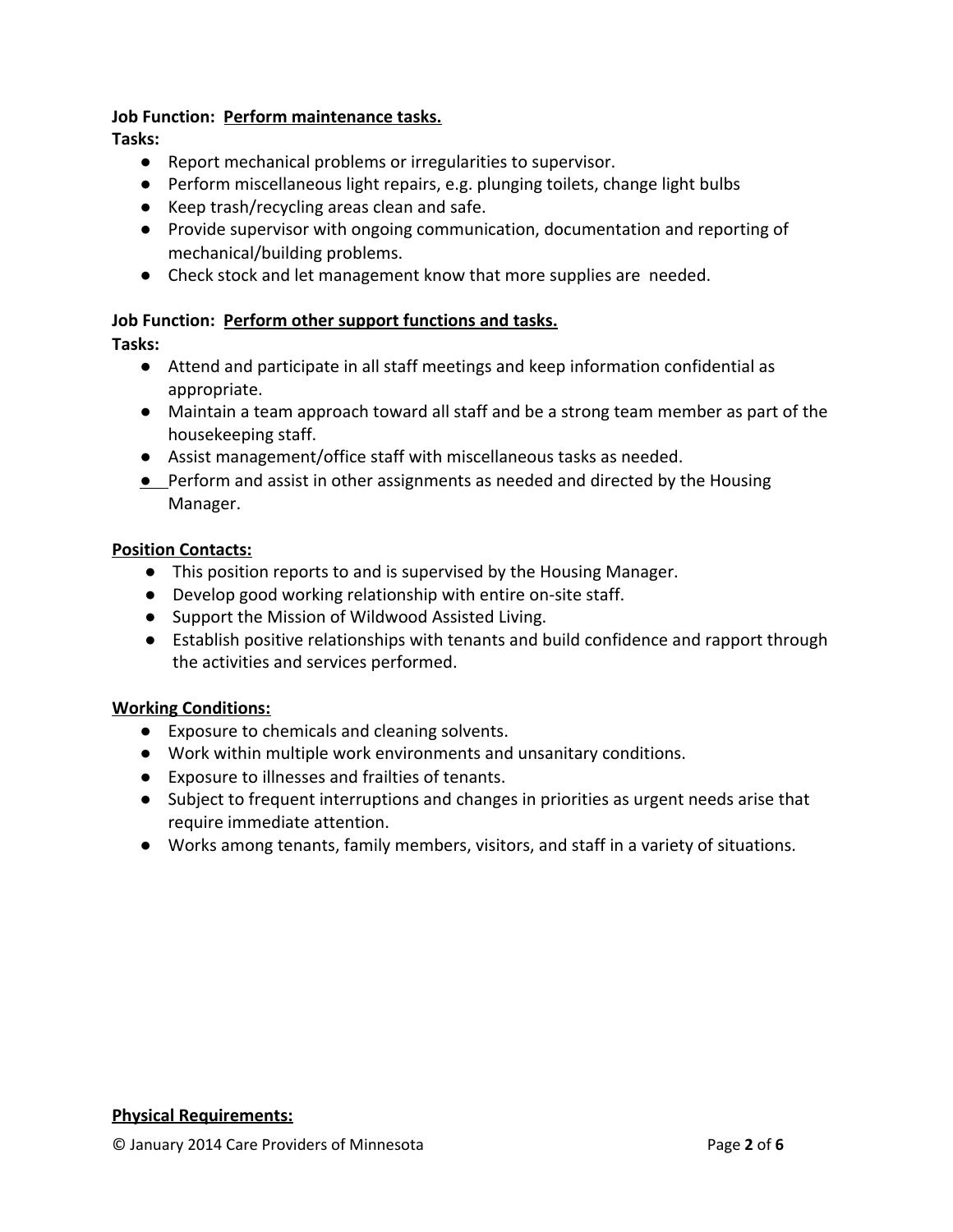**Job Function: Perform maintenance tasks.**

**Tasks:**

- Report mechanical problems or irregularities to supervisor.
- Perform miscellaneous light repairs, e.g. plunging toilets, change light bulbs
- Keep trash/recycling areas clean and safe.
- Provide supervisor with ongoing communication, documentation and reporting of mechanical/building problems.
- Check stock and let management know that more supplies are needed.

**Job Function: Perform other support functions and tasks.**

**Tasks:**

- Attend and participate in all staff meetings and keep information confidential as appropriate.
- Maintain a team approach toward all staff and be a strong team member as part of the housekeeping staff.
- Assist management/office staff with miscellaneous tasks as needed.
- Perform and assist in other assignments as needed and directed by the Housing Manager.

**Position Contacts:**

- This position reports to and is supervised by the Housing Manager.
- Develop good working relationship with entire on-site staff.
- Support the Mission of Wildwood Assisted Living.
- Establish positive relationships with tenants and build confidence and rapport through the activities and services performed.

**Working Conditions:**

- Exposure to chemicals and cleaning solvents.
- Work within multiple work environments and unsanitary conditions.
- Exposure to illnesses and frailties of tenants.
- Subject to frequent interruptions and changes in priorities as urgent needs arise that require immediate attention.
- Works among tenants, family members, visitors, and staff in a variety of situations.

**Physical Requirements:**

© January 2014 Care Providers of Minnesota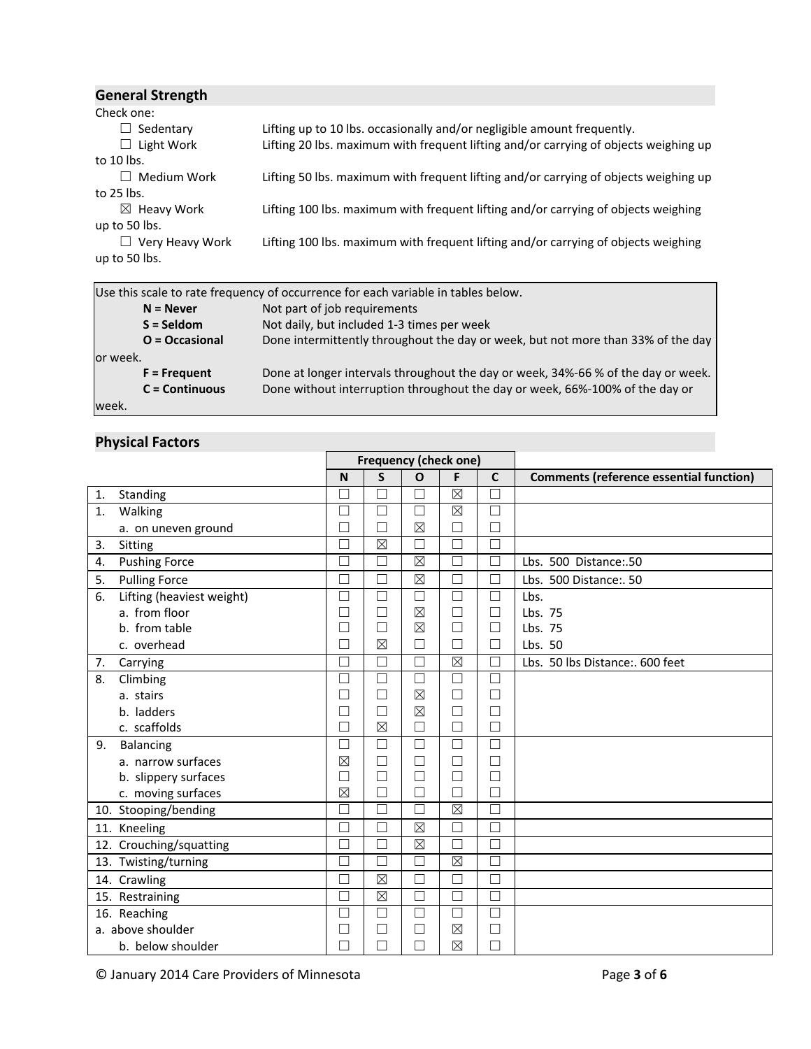## General Strength

Check one:

- ☐ Sedentary — Lifting up to 10 lbs. occasionally and/or negligible amount frequently.
- ☐ Light Work — Lifting 20 lbs. maximum with frequent lifting and/or carrying of objects weighing up to 10 lbs.
- ☐ Medium Work — Lifting 50 lbs. maximum with frequent lifting and/or carrying of objects weighing up to 25 lbs.
- ☒ Heavy Work — Lifting 100 lbs. maximum with frequent lifting and/or carrying of objects weighing up to 50 lbs.
- ☐ Very Heavy Work — Lifting 100 lbs. maximum with frequent lifting and/or carrying of objects weighing up to 50 lbs.

Use this scale to rate frequency of occurrence for each variable in tables below.

| | |
|---|---|
| **N = Never** | Not part of job requirements |
| **S = Seldom** | Not daily, but included 1-3 times per week |
| **O = Occasional** | Done intermittently throughout the day or week, but not more than 33% of the day or week. |
| **F = Frequent** | Done at longer intervals throughout the day or week, 34%-66 % of the day or week. |
| **C = Continuous** | Done without interruption throughout the day or week, 66%-100% of the day or week. |

## Physical Factors

| | Frequency (check one) | | | | | |
|---|---|---|---|---|---|---|
| | **N** | **S** | **O** | **F** | **C** | **Comments (reference essential function)** |
| 1. Standing | ☐ | ☐ | ☐ | ☒ | ☐ | |
| 1. Walking | ☐ | ☐ | ☐ | ☒ | ☐ | |
| a. on uneven ground | ☐ | ☐ | ☒ | ☐ | ☐ | |
| 3. Sitting | ☐ | ☒ | ☐ | ☐ | ☐ | |
| 4. Pushing Force | ☐ | ☐ | ☒ | ☐ | ☐ | Lbs. 500 Distance:.50 |
| 5. Pulling Force | ☐ | ☐ | ☒ | ☐ | ☐ | Lbs. 500 Distance:. 50 |
| 6. Lifting (heaviest weight) | ☐ | ☐ | ☐ | ☐ | ☐ | Lbs. |
| a. from floor | ☐ | ☐ | ☒ | ☐ | ☐ | Lbs. 75 |
| b. from table | ☐ | ☐ | ☒ | ☐ | ☐ | Lbs. 75 |
| c. overhead | ☐ | ☒ | ☐ | ☐ | ☐ | Lbs. 50 |
| 7. Carrying | ☐ | ☐ | ☐ | ☒ | ☐ | Lbs. 50 lbs Distance:. 600 feet |
| 8. Climbing | ☐ | ☐ | ☐ | ☐ | ☐ | |
| a. stairs | ☐ | ☐ | ☒ | ☐ | ☐ | |
| b. ladders | ☐ | ☐ | ☒ | ☐ | ☐ | |
| c. scaffolds | ☐ | ☒ | ☐ | ☐ | ☐ | |
| 9. Balancing | ☐ | ☐ | ☐ | ☐ | ☐ | |
| a. narrow surfaces | ☒ | ☐ | ☐ | ☐ | ☐ | |
| b. slippery surfaces | ☐ | ☐ | ☐ | ☐ | ☐ | |
| c. moving surfaces | ☒ | ☐ | ☐ | ☐ | ☐ | |
| 10. Stooping/bending | ☐ | ☐ | ☐ | ☒ | ☐ | |
| 11. Kneeling | ☐ | ☐ | ☒ | ☐ | ☐ | |
| 12. Crouching/squatting | ☐ | ☐ | ☒ | ☐ | ☐ | |
| 13. Twisting/turning | ☐ | ☐ | ☐ | ☒ | ☐ | |
| 14. Crawling | ☐ | ☒ | ☐ | ☐ | ☐ | |
| 15. Restraining | ☐ | ☒ | ☐ | ☐ | ☐ | |
| 16. Reaching | ☐ | ☐ | ☐ | ☐ | ☐ | |
| a. above shoulder | ☐ | ☐ | ☐ | ☒ | ☐ | |
| b. below shoulder | ☐ | ☐ | ☐ | ☒ | ☐ | |

© January 2014 Care Providers of Minnesota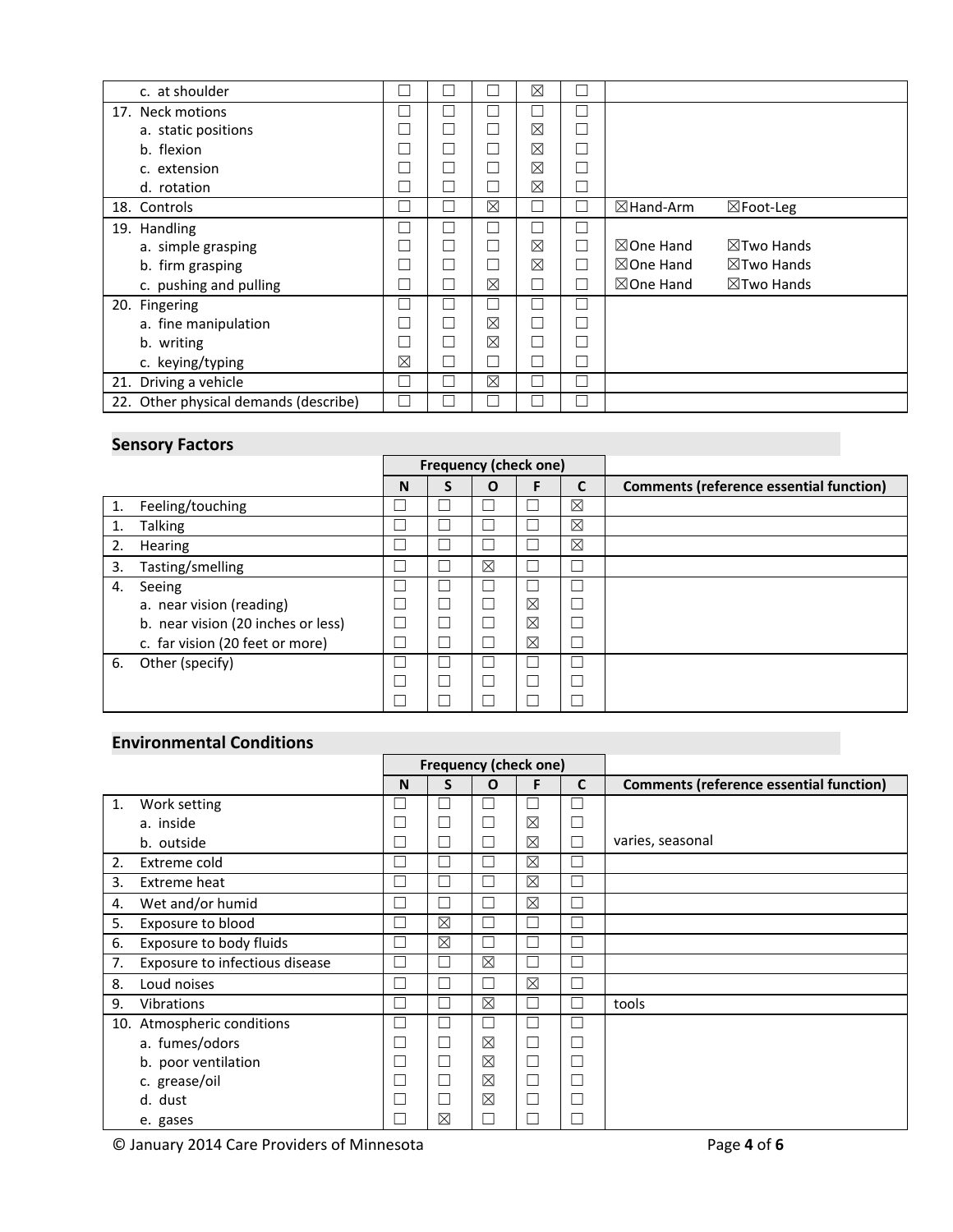| | N | S | O | F | C | |
|---|---|---|---|---|---|---|
| c. at shoulder | ☐ | ☐ | ☐ | ☒ | ☐ | |
| 17. Neck motions | ☐ | ☐ | ☐ | ☐ | ☐ | |
| a. static positions | ☐ | ☐ | ☐ | ☒ | ☐ | |
| b. flexion | ☐ | ☐ | ☐ | ☒ | ☐ | |
| c. extension | ☐ | ☐ | ☐ | ☒ | ☐ | |
| d. rotation | ☐ | ☐ | ☐ | ☒ | ☐ | |
| 18. Controls | ☐ | ☐ | ☒ | ☐ | ☐ | ☒Hand-Arm ☒Foot-Leg |
| 19. Handling | ☐ | ☐ | ☐ | ☐ | ☐ | |
| a. simple grasping | ☐ | ☐ | ☐ | ☒ | ☐ | ☒One Hand ☒Two Hands |
| b. firm grasping | ☐ | ☐ | ☐ | ☒ | ☐ | ☒One Hand ☒Two Hands |
| c. pushing and pulling | ☐ | ☐ | ☒ | ☐ | ☐ | ☒One Hand ☒Two Hands |
| 20. Fingering | ☐ | ☐ | ☐ | ☐ | ☐ | |
| a. fine manipulation | ☐ | ☐ | ☒ | ☐ | ☐ | |
| b. writing | ☐ | ☐ | ☒ | ☐ | ☐ | |
| c. keying/typing | ☒ | ☐ | ☐ | ☐ | ☐ | |
| 21. Driving a vehicle | ☐ | ☐ | ☒ | ☐ | ☐ | |
| 22. Other physical demands (describe) | ☐ | ☐ | ☐ | ☐ | ☐ | |

## Sensory Factors

| | Frequency (check one) | | | | | |
|---|---|---|---|---|---|---|
| | N | S | O | F | C | Comments (reference essential function) |
| 1. Feeling/touching | ☐ | ☐ | ☐ | ☐ | ☒ | |
| 1. Talking | ☐ | ☐ | ☐ | ☐ | ☒ | |
| 2. Hearing | ☐ | ☐ | ☐ | ☐ | ☒ | |
| 3. Tasting/smelling | ☐ | ☐ | ☒ | ☐ | ☐ | |
| 4. Seeing | ☐ | ☐ | ☐ | ☐ | ☐ | |
| a. near vision (reading) | ☐ | ☐ | ☐ | ☒ | ☐ | |
| b. near vision (20 inches or less) | ☐ | ☐ | ☐ | ☒ | ☐ | |
| c. far vision (20 feet or more) | ☐ | ☐ | ☐ | ☒ | ☐ | |
| 6. Other (specify) | ☐ | ☐ | ☐ | ☐ | ☐ | |
| | ☐ | ☐ | ☐ | ☐ | ☐ | |
| | ☐ | ☐ | ☐ | ☐ | ☐ | |

## Environmental Conditions

| | Frequency (check one) | | | | | |
|---|---|---|---|---|---|---|
| | N | S | O | F | C | Comments (reference essential function) |
| 1. Work setting | ☐ | ☐ | ☐ | ☐ | ☐ | |
| a. inside | ☐ | ☐ | ☐ | ☒ | ☐ | |
| b. outside | ☐ | ☐ | ☐ | ☒ | ☐ | varies, seasonal |
| 2. Extreme cold | ☐ | ☐ | ☐ | ☒ | ☐ | |
| 3. Extreme heat | ☐ | ☐ | ☐ | ☒ | ☐ | |
| 4. Wet and/or humid | ☐ | ☐ | ☐ | ☒ | ☐ | |
| 5. Exposure to blood | ☐ | ☒ | ☐ | ☐ | ☐ | |
| 6. Exposure to body fluids | ☐ | ☒ | ☐ | ☐ | ☐ | |
| 7. Exposure to infectious disease | ☐ | ☐ | ☒ | ☐ | ☐ | |
| 8. Loud noises | ☐ | ☐ | ☐ | ☒ | ☐ | |
| 9. Vibrations | ☐ | ☐ | ☒ | ☐ | ☐ | tools |
| 10. Atmospheric conditions | ☐ | ☐ | ☐ | ☐ | ☐ | |
| a. fumes/odors | ☐ | ☐ | ☒ | ☐ | ☐ | |
| b. poor ventilation | ☐ | ☐ | ☒ | ☐ | ☐ | |
| c. grease/oil | ☐ | ☐ | ☒ | ☐ | ☐ | |
| d. dust | ☐ | ☐ | ☒ | ☐ | ☐ | |
| e. gases | ☐ | ☒ | ☐ | ☐ | ☐ | |

© January 2014 Care Providers of Minnesota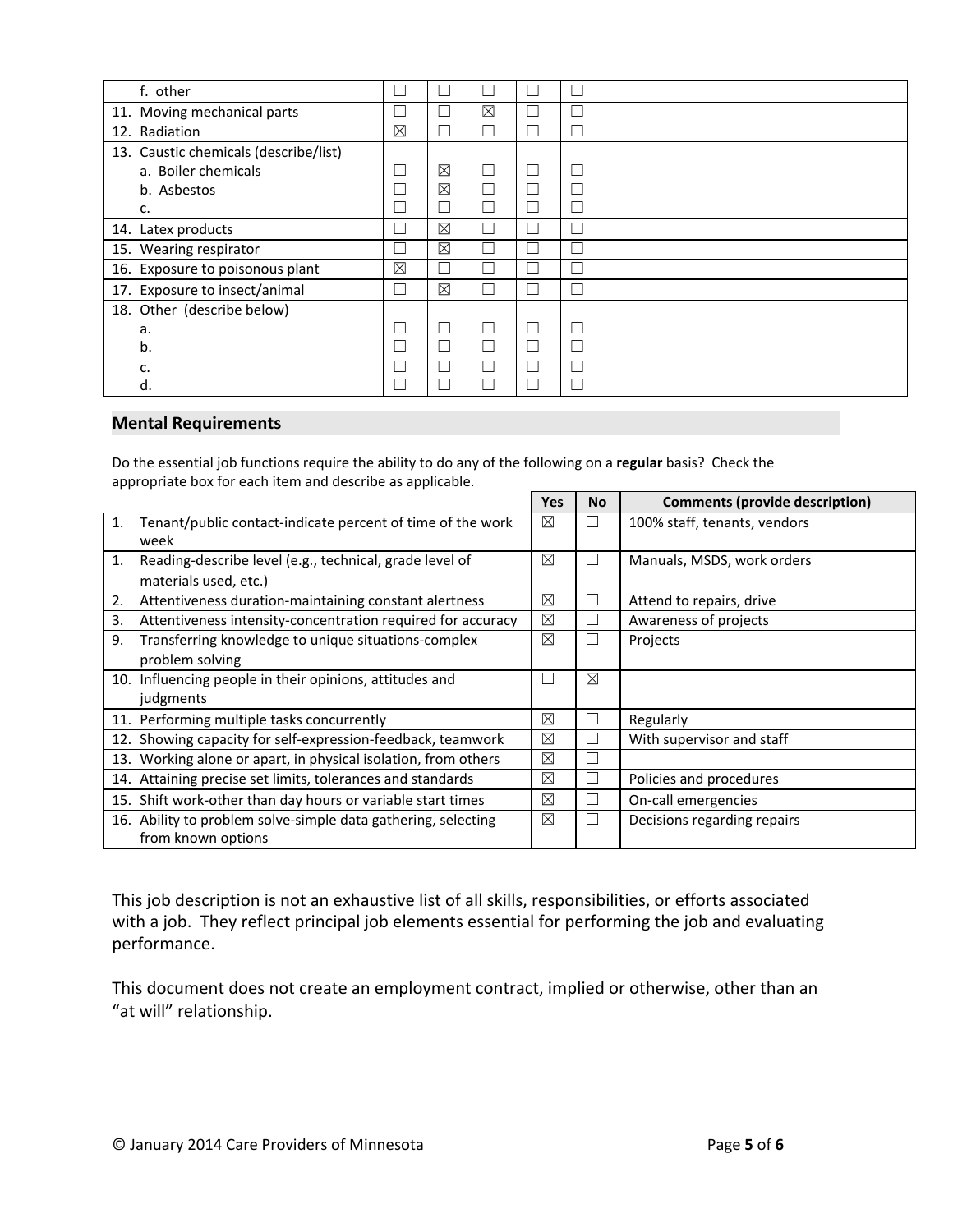| | | | | | | |
|---|---|---|---|---|---|---|
| f. other | ☐ | ☐ | ☐ | ☐ | ☐ | |
| 11. Moving mechanical parts | ☐ | ☐ | ☒ | ☐ | ☐ | |
| 12. Radiation | ☒ | ☐ | ☐ | ☐ | ☐ | |
| 13. Caustic chemicals (describe/list) | | | | | | |
| a. Boiler chemicals | ☐ | ☒ | ☐ | ☐ | ☐ | |
| b. Asbestos | ☐ | ☒ | ☐ | ☐ | ☐ | |
| c. | ☐ | ☐ | ☐ | ☐ | ☐ | |
| 14. Latex products | ☐ | ☒ | ☐ | ☐ | ☐ | |
| 15. Wearing respirator | ☐ | ☒ | ☐ | ☐ | ☐ | |
| 16. Exposure to poisonous plant | ☒ | ☐ | ☐ | ☐ | ☐ | |
| 17. Exposure to insect/animal | ☐ | ☒ | ☐ | ☐ | ☐ | |
| 18. Other (describe below) | | | | | | |
| a. | ☐ | ☐ | ☐ | ☐ | ☐ | |
| b. | ☐ | ☐ | ☐ | ☐ | ☐ | |
| c. | ☐ | ☐ | ☐ | ☐ | ☐ | |
| d. | ☐ | ☐ | ☐ | ☐ | ☐ | |

## Mental Requirements

Do the essential job functions require the ability to do any of the following on a **regular** basis? Check the appropriate box for each item and describe as applicable.

| | Yes | No | Comments (provide description) |
|---|---|---|---|
| 1. Tenant/public contact-indicate percent of time of the work week | ☒ | ☐ | 100% staff, tenants, vendors |
| 1. Reading-describe level (e.g., technical, grade level of materials used, etc.) | ☒ | ☐ | Manuals, MSDS, work orders |
| 2. Attentiveness duration-maintaining constant alertness | ☒ | ☐ | Attend to repairs, drive |
| 3. Attentiveness intensity-concentration required for accuracy | ☒ | ☐ | Awareness of projects |
| 9. Transferring knowledge to unique situations-complex problem solving | ☒ | ☐ | Projects |
| 10. Influencing people in their opinions, attitudes and judgments | ☐ | ☒ | |
| 11. Performing multiple tasks concurrently | ☒ | ☐ | Regularly |
| 12. Showing capacity for self-expression-feedback, teamwork | ☒ | ☐ | With supervisor and staff |
| 13. Working alone or apart, in physical isolation, from others | ☒ | ☐ | |
| 14. Attaining precise set limits, tolerances and standards | ☒ | ☐ | Policies and procedures |
| 15. Shift work-other than day hours or variable start times | ☒ | ☐ | On-call emergencies |
| 16. Ability to problem solve-simple data gathering, selecting from known options | ☒ | ☐ | Decisions regarding repairs |

This job description is not an exhaustive list of all skills, responsibilities, or efforts associated with a job. They reflect principal job elements essential for performing the job and evaluating performance.

This document does not create an employment contract, implied or otherwise, other than an "at will" relationship.

© January 2014 Care Providers of Minnesota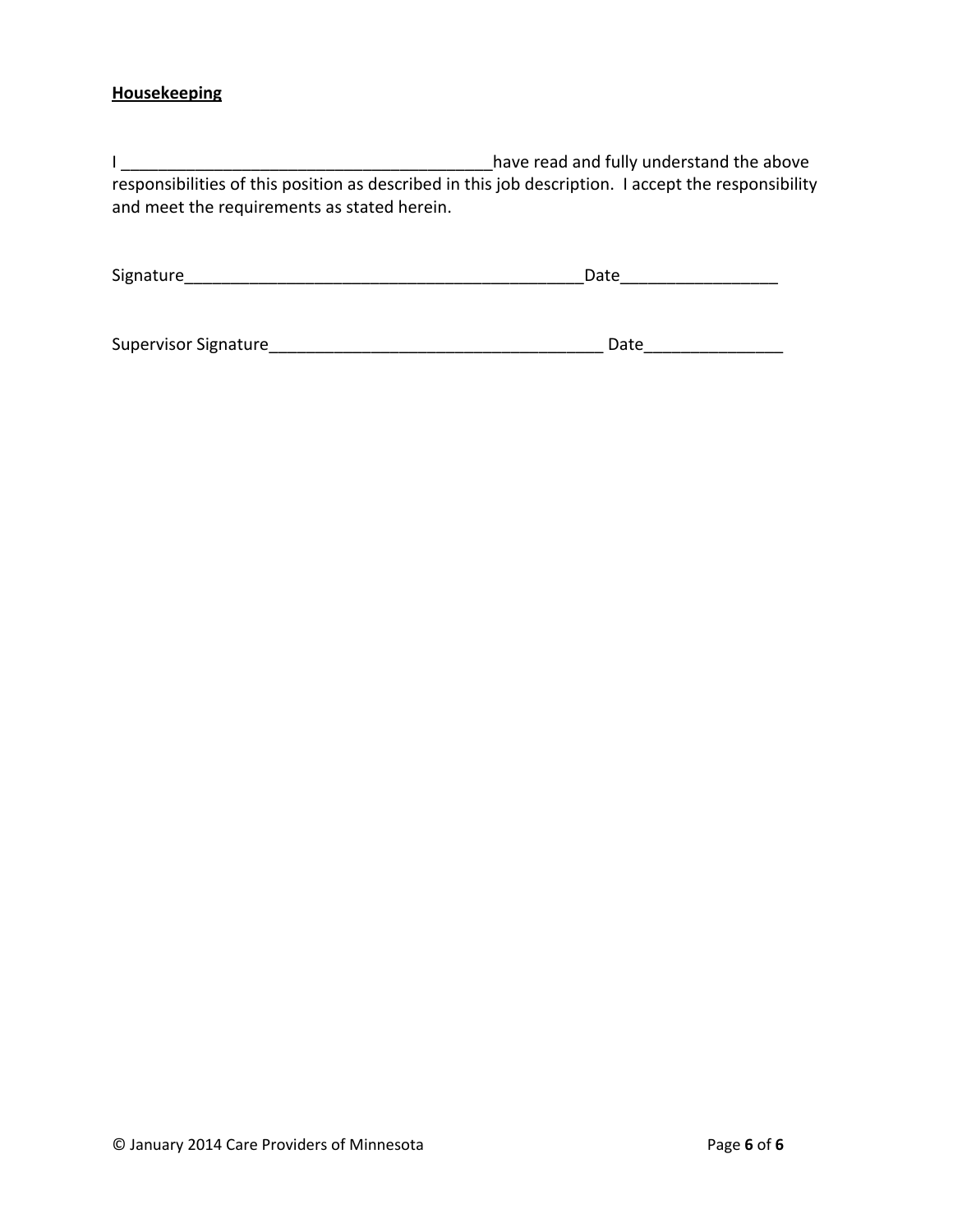**Housekeeping**

I ________________________________________have read and fully understand the above responsibilities of this position as described in this job description. I accept the responsibility and meet the requirements as stated herein.

Signature___________________________________________Date_________________

Supervisor Signature____________________________________ Date_______________

© January 2014 Care Providers of Minnesota